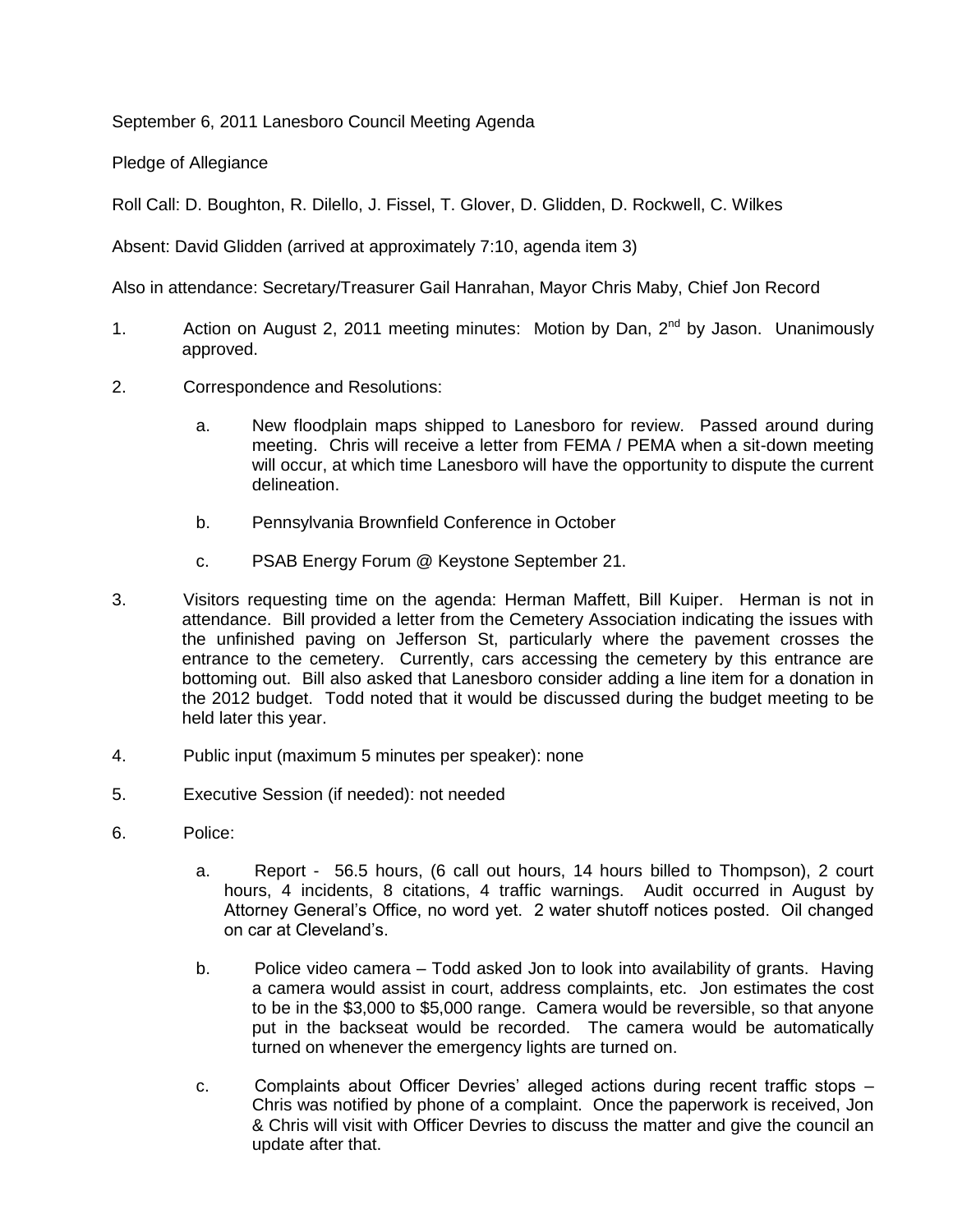September 6, 2011 Lanesboro Council Meeting Agenda

Pledge of Allegiance

Roll Call: D. Boughton, R. Dilello, J. Fissel, T. Glover, D. Glidden, D. Rockwell, C. Wilkes

Absent: David Glidden (arrived at approximately 7:10, agenda item 3)

Also in attendance: Secretary/Treasurer Gail Hanrahan, Mayor Chris Maby, Chief Jon Record

1. Action on August 2, 2011 meeting minutes: Motion by Dan, 2nd by Jason. Unanimously approved.

2. Correspondence and Resolutions:

   a. New floodplain maps shipped to Lanesboro for review. Passed around during meeting. Chris will receive a letter from FEMA / PEMA when a sit-down meeting will occur, at which time Lanesboro will have the opportunity to dispute the current delineation.

   b. Pennsylvania Brownfield Conference in October

   c. PSAB Energy Forum @ Keystone September 21.

3. Visitors requesting time on the agenda: Herman Maffett, Bill Kuiper. Herman is not in attendance. Bill provided a letter from the Cemetery Association indicating the issues with the unfinished paving on Jefferson St, particularly where the pavement crosses the entrance to the cemetery. Currently, cars accessing the cemetery by this entrance are bottoming out. Bill also asked that Lanesboro consider adding a line item for a donation in the 2012 budget. Todd noted that it would be discussed during the budget meeting to be held later this year.

4. Public input (maximum 5 minutes per speaker): none

5. Executive Session (if needed): not needed

6. Police:

   a. Report - 56.5 hours, (6 call out hours, 14 hours billed to Thompson), 2 court hours, 4 incidents, 8 citations, 4 traffic warnings. Audit occurred in August by Attorney General's Office, no word yet. 2 water shutoff notices posted. Oil changed on car at Cleveland's.

   b. Police video camera – Todd asked Jon to look into availability of grants. Having a camera would assist in court, address complaints, etc. Jon estimates the cost to be in the $3,000 to $5,000 range. Camera would be reversible, so that anyone put in the backseat would be recorded. The camera would be automatically turned on whenever the emergency lights are turned on.

   c. Complaints about Officer Devries' alleged actions during recent traffic stops – Chris was notified by phone of a complaint. Once the paperwork is received, Jon & Chris will visit with Officer Devries to discuss the matter and give the council an update after that.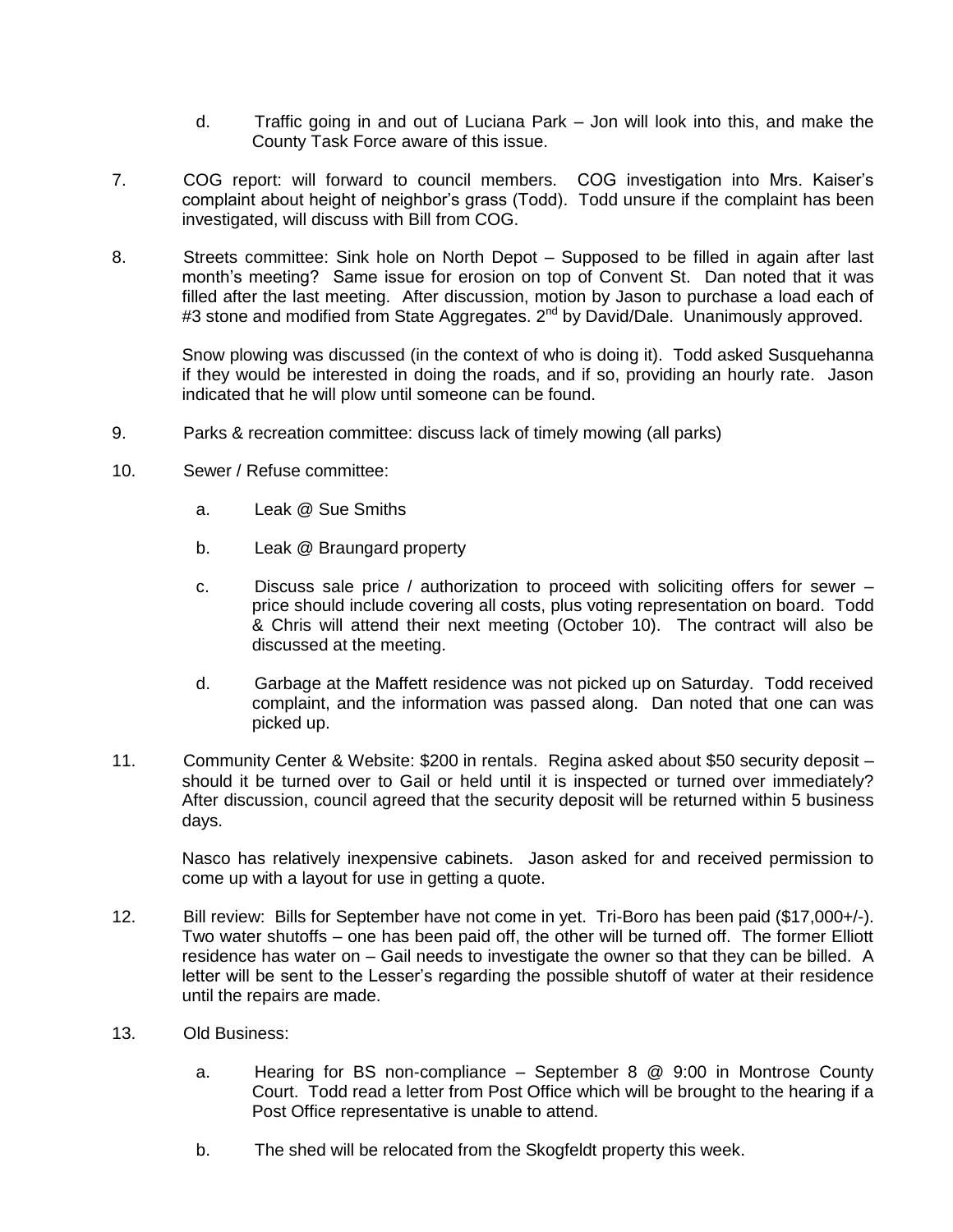d. Traffic going in and out of Luciana Park – Jon will look into this, and make the County Task Force aware of this issue.

7. COG report: will forward to council members. COG investigation into Mrs. Kaiser's complaint about height of neighbor's grass (Todd). Todd unsure if the complaint has been investigated, will discuss with Bill from COG.

8. Streets committee: Sink hole on North Depot – Supposed to be filled in again after last month's meeting? Same issue for erosion on top of Convent St. Dan noted that it was filled after the last meeting. After discussion, motion by Jason to purchase a load each of #3 stone and modified from State Aggregates. 2nd by David/Dale. Unanimously approved.

   Snow plowing was discussed (in the context of who is doing it). Todd asked Susquehanna if they would be interested in doing the roads, and if so, providing an hourly rate. Jason indicated that he will plow until someone can be found.

9. Parks & recreation committee: discuss lack of timely mowing (all parks)

10. Sewer / Refuse committee:

    a. Leak @ Sue Smiths

    b. Leak @ Braungard property

    c. Discuss sale price / authorization to proceed with soliciting offers for sewer – price should include covering all costs, plus voting representation on board. Todd & Chris will attend their next meeting (October 10). The contract will also be discussed at the meeting.

    d. Garbage at the Maffett residence was not picked up on Saturday. Todd received complaint, and the information was passed along. Dan noted that one can was picked up.

11. Community Center & Website: $200 in rentals. Regina asked about $50 security deposit – should it be turned over to Gail or held until it is inspected or turned over immediately? After discussion, council agreed that the security deposit will be returned within 5 business days.

    Nasco has relatively inexpensive cabinets. Jason asked for and received permission to come up with a layout for use in getting a quote.

12. Bill review: Bills for September have not come in yet. Tri-Boro has been paid ($17,000+/-). Two water shutoffs – one has been paid off, the other will be turned off. The former Elliott residence has water on – Gail needs to investigate the owner so that they can be billed. A letter will be sent to the Lesser's regarding the possible shutoff of water at their residence until the repairs are made.

13. Old Business:

    a. Hearing for BS non-compliance – September 8 @ 9:00 in Montrose County Court. Todd read a letter from Post Office which will be brought to the hearing if a Post Office representative is unable to attend.

    b. The shed will be relocated from the Skogfeldt property this week.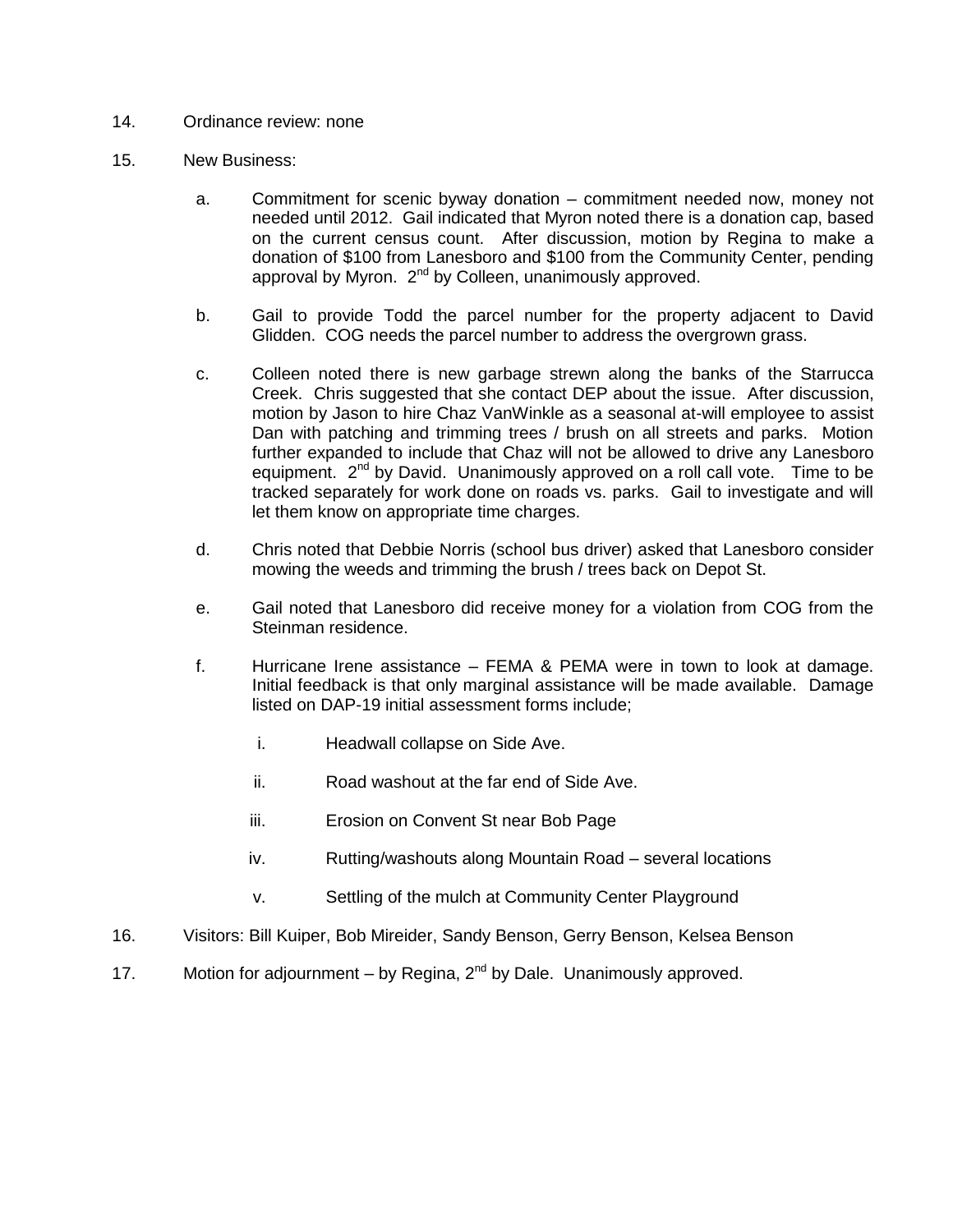14. Ordinance review: none

15. New Business:

    a. Commitment for scenic byway donation – commitment needed now, money not needed until 2012. Gail indicated that Myron noted there is a donation cap, based on the current census count. After discussion, motion by Regina to make a donation of $100 from Lanesboro and $100 from the Community Center, pending approval by Myron. 2nd by Colleen, unanimously approved.

    b. Gail to provide Todd the parcel number for the property adjacent to David Glidden. COG needs the parcel number to address the overgrown grass.

    c. Colleen noted there is new garbage strewn along the banks of the Starrucca Creek. Chris suggested that she contact DEP about the issue. After discussion, motion by Jason to hire Chaz VanWinkle as a seasonal at-will employee to assist Dan with patching and trimming trees / brush on all streets and parks. Motion further expanded to include that Chaz will not be allowed to drive any Lanesboro equipment. 2nd by David. Unanimously approved on a roll call vote. Time to be tracked separately for work done on roads vs. parks. Gail to investigate and will let them know on appropriate time charges.

    d. Chris noted that Debbie Norris (school bus driver) asked that Lanesboro consider mowing the weeds and trimming the brush / trees back on Depot St.

    e. Gail noted that Lanesboro did receive money for a violation from COG from the Steinman residence.

    f. Hurricane Irene assistance – FEMA & PEMA were in town to look at damage. Initial feedback is that only marginal assistance will be made available. Damage listed on DAP-19 initial assessment forms include;

        i. Headwall collapse on Side Ave.

        ii. Road washout at the far end of Side Ave.

        iii. Erosion on Convent St near Bob Page

        iv. Rutting/washouts along Mountain Road – several locations

        v. Settling of the mulch at Community Center Playground

16. Visitors: Bill Kuiper, Bob Mireider, Sandy Benson, Gerry Benson, Kelsea Benson

17. Motion for adjournment – by Regina, 2nd by Dale. Unanimously approved.